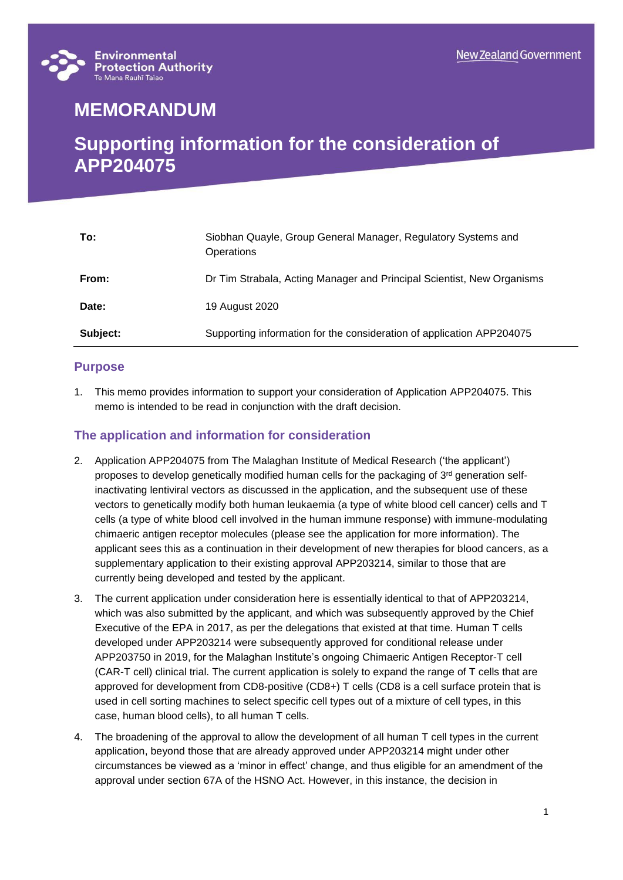Environmental Protection Authority
Te Mana Rauhī Taiao

New Zealand Government

# MEMORANDUM

# Supporting information for the consideration of APP204075

| | |
|---|---|
| **To:** | Siobhan Quayle, Group General Manager, Regulatory Systems and Operations |
| **From:** | Dr Tim Strabala, Acting Manager and Principal Scientist, New Organisms |
| **Date:** | 19 August 2020 |
| **Subject:** | Supporting information for the consideration of application APP204075 |

## Purpose

1. This memo provides information to support your consideration of Application APP204075. This memo is intended to be read in conjunction with the draft decision.

## The application and information for consideration

2. Application APP204075 from The Malaghan Institute of Medical Research ('the applicant') proposes to develop genetically modified human cells for the packaging of 3rd generation self-inactivating lentiviral vectors as discussed in the application, and the subsequent use of these vectors to genetically modify both human leukaemia (a type of white blood cell cancer) cells and T cells (a type of white blood cell involved in the human immune response) with immune-modulating chimaeric antigen receptor molecules (please see the application for more information). The applicant sees this as a continuation in their development of new therapies for blood cancers, as a supplementary application to their existing approval APP203214, similar to those that are currently being developed and tested by the applicant.

3. The current application under consideration here is essentially identical to that of APP203214, which was also submitted by the applicant, and which was subsequently approved by the Chief Executive of the EPA in 2017, as per the delegations that existed at that time. Human T cells developed under APP203214 were subsequently approved for conditional release under APP203750 in 2019, for the Malaghan Institute's ongoing Chimaeric Antigen Receptor-T cell (CAR-T cell) clinical trial. The current application is solely to expand the range of T cells that are approved for development from CD8-positive (CD8+) T cells (CD8 is a cell surface protein that is used in cell sorting machines to select specific cell types out of a mixture of cell types, in this case, human blood cells), to all human T cells.

4. The broadening of the approval to allow the development of all human T cell types in the current application, beyond those that are already approved under APP203214 might under other circumstances be viewed as a 'minor in effect' change, and thus eligible for an amendment of the approval under section 67A of the HSNO Act. However, in this instance, the decision in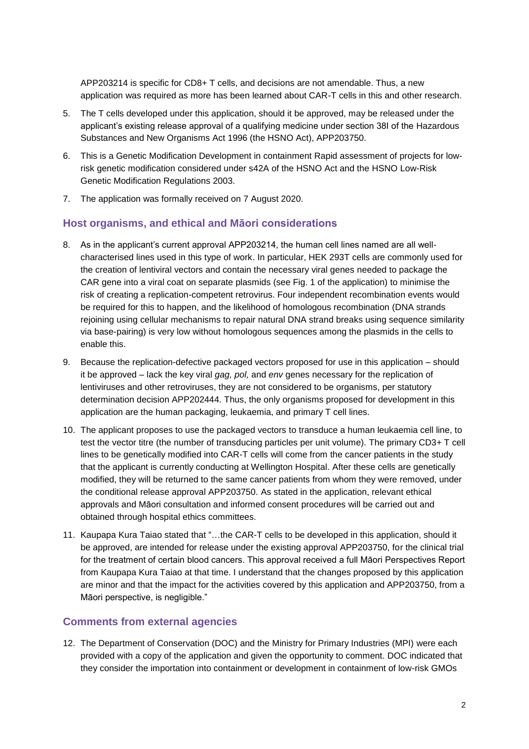APP203214 is specific for CD8+ T cells, and decisions are not amendable. Thus, a new application was required as more has been learned about CAR-T cells in this and other research.

5. The T cells developed under this application, should it be approved, may be released under the applicant's existing release approval of a qualifying medicine under section 38I of the Hazardous Substances and New Organisms Act 1996 (the HSNO Act), APP203750.
6. This is a Genetic Modification Development in containment Rapid assessment of projects for low-risk genetic modification considered under s42A of the HSNO Act and the HSNO Low-Risk Genetic Modification Regulations 2003.
7. The application was formally received on 7 August 2020.

## Host organisms, and ethical and Māori considerations

8. As in the applicant's current approval APP203214, the human cell lines named are all well-characterised lines used in this type of work. In particular, HEK 293T cells are commonly used for the creation of lentiviral vectors and contain the necessary viral genes needed to package the CAR gene into a viral coat on separate plasmids (see Fig. 1 of the application) to minimise the risk of creating a replication-competent retrovirus. Four independent recombination events would be required for this to happen, and the likelihood of homologous recombination (DNA strands rejoining using cellular mechanisms to repair natural DNA strand breaks using sequence similarity via base-pairing) is very low without homologous sequences among the plasmids in the cells to enable this.
9. Because the replication-defective packaged vectors proposed for use in this application – should it be approved – lack the key viral *gag, pol,* and *env* genes necessary for the replication of lentiviruses and other retroviruses, they are not considered to be organisms, per statutory determination decision APP202444. Thus, the only organisms proposed for development in this application are the human packaging, leukaemia, and primary T cell lines.
10. The applicant proposes to use the packaged vectors to transduce a human leukaemia cell line, to test the vector titre (the number of transducing particles per unit volume). The primary CD3+ T cell lines to be genetically modified into CAR-T cells will come from the cancer patients in the study that the applicant is currently conducting at Wellington Hospital. After these cells are genetically modified, they will be returned to the same cancer patients from whom they were removed, under the conditional release approval APP203750. As stated in the application, relevant ethical approvals and Māori consultation and informed consent procedures will be carried out and obtained through hospital ethics committees.
11. Kaupapa Kura Taiao stated that "…the CAR-T cells to be developed in this application, should it be approved, are intended for release under the existing approval APP203750, for the clinical trial for the treatment of certain blood cancers. This approval received a full Māori Perspectives Report from Kaupapa Kura Taiao at that time. I understand that the changes proposed by this application are minor and that the impact for the activities covered by this application and APP203750, from a Māori perspective, is negligible."

## Comments from external agencies

12. The Department of Conservation (DOC) and the Ministry for Primary Industries (MPI) were each provided with a copy of the application and given the opportunity to comment. DOC indicated that they consider the importation into containment or development in containment of low-risk GMOs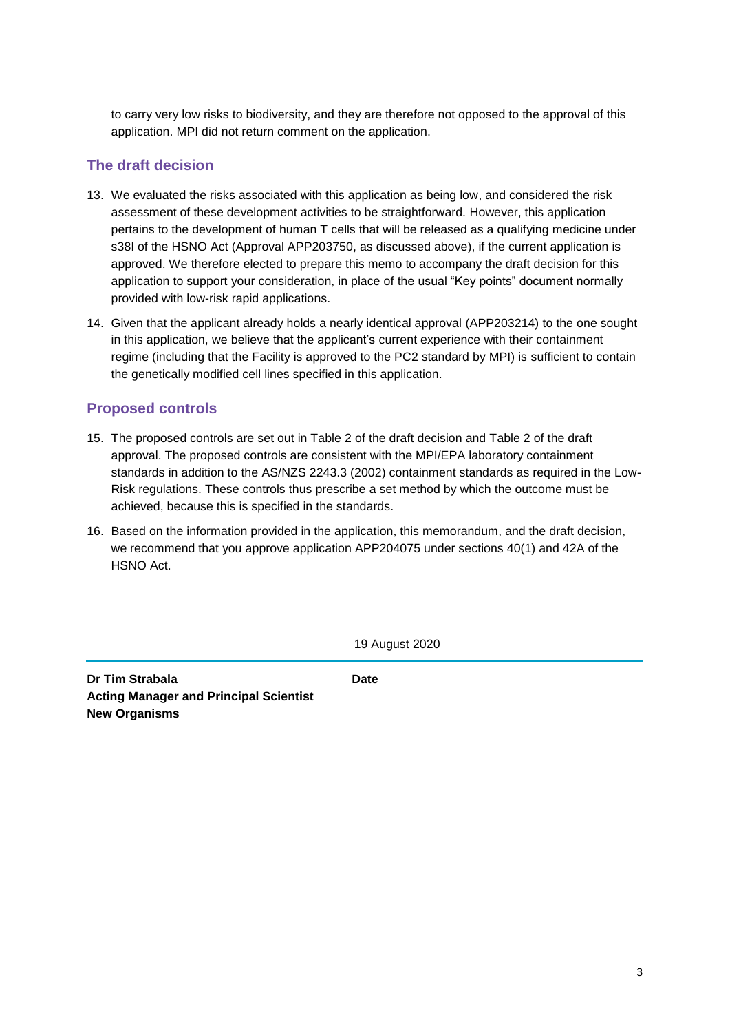to carry very low risks to biodiversity, and they are therefore not opposed to the approval of this application. MPI did not return comment on the application.

## The draft decision

13. We evaluated the risks associated with this application as being low, and considered the risk assessment of these development activities to be straightforward. However, this application pertains to the development of human T cells that will be released as a qualifying medicine under s38I of the HSNO Act (Approval APP203750, as discussed above), if the current application is approved. We therefore elected to prepare this memo to accompany the draft decision for this application to support your consideration, in place of the usual "Key points" document normally provided with low-risk rapid applications.

14. Given that the applicant already holds a nearly identical approval (APP203214) to the one sought in this application, we believe that the applicant's current experience with their containment regime (including that the Facility is approved to the PC2 standard by MPI) is sufficient to contain the genetically modified cell lines specified in this application.

## Proposed controls

15. The proposed controls are set out in Table 2 of the draft decision and Table 2 of the draft approval. The proposed controls are consistent with the MPI/EPA laboratory containment standards in addition to the AS/NZS 2243.3 (2002) containment standards as required in the Low-Risk regulations. These controls thus prescribe a set method by which the outcome must be achieved, because this is specified in the standards.

16. Based on the information provided in the application, this memorandum, and the draft decision, we recommend that you approve application APP204075 under sections 40(1) and 42A of the HSNO Act.

19 August 2020

**Dr Tim Strabala**
**Acting Manager and Principal Scientist**
**New Organisms**

**Date**